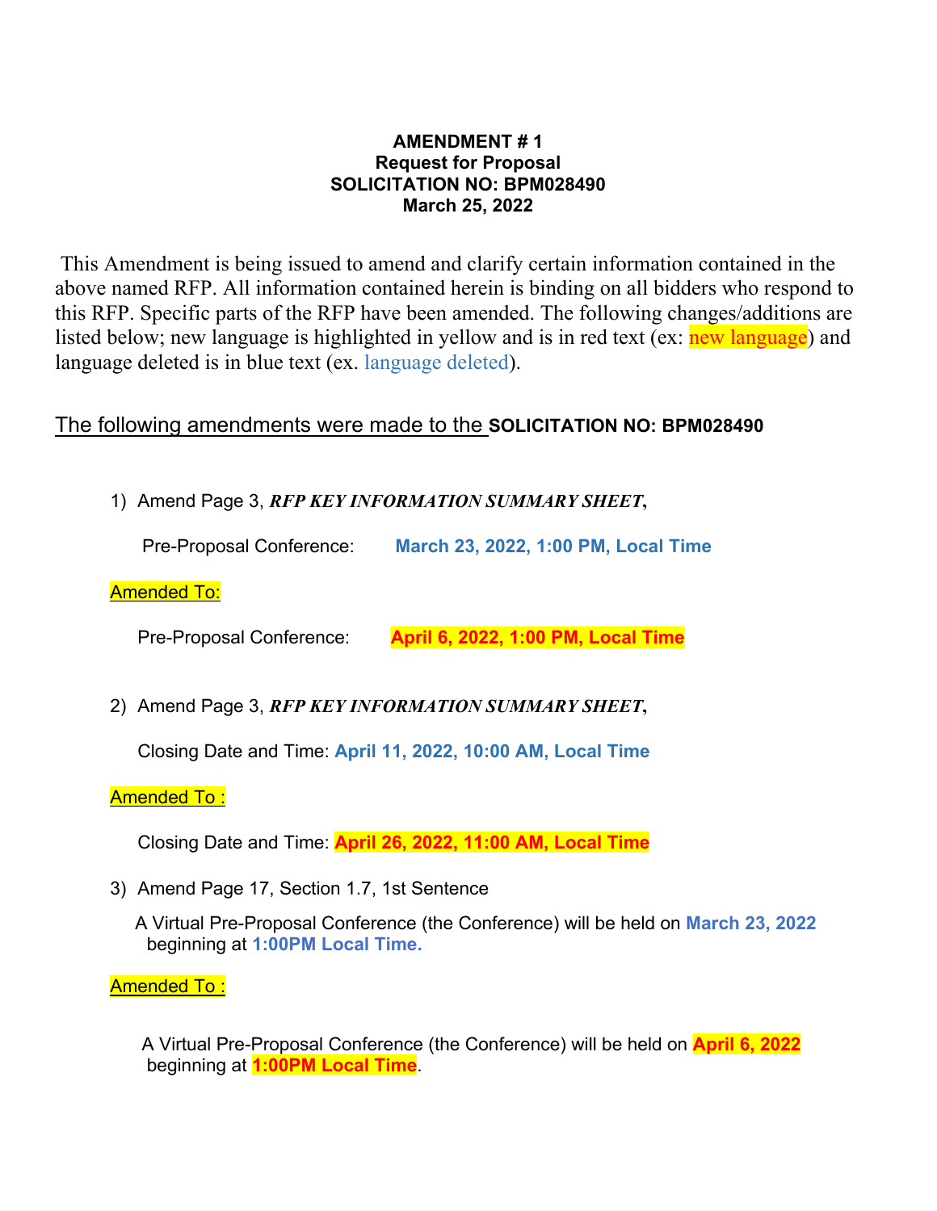**AMENDMENT # 1**
**Request for Proposal**
**SOLICITATION NO: BPM028490**
**March 25, 2022**

This Amendment is being issued to amend and clarify certain information contained in the above named RFP. All information contained herein is binding on all bidders who respond to this RFP. Specific parts of the RFP have been amended. The following changes/additions are listed below; new language is highlighted in yellow and is in red text (ex: new language) and language deleted is in blue text (ex. language deleted).

The following amendments were made to the **SOLICITATION NO: BPM028490**

1) Amend Page 3, ***RFP KEY INFORMATION SUMMARY SHEET***,

   Pre-Proposal Conference: **March 23, 2022, 1:00 PM, Local Time**

   Amended To:

   Pre-Proposal Conference: **April 6, 2022, 1:00 PM, Local Time**

2) Amend Page 3, ***RFP KEY INFORMATION SUMMARY SHEET***,

   Closing Date and Time: **April 11, 2022, 10:00 AM, Local Time**

   Amended To :

   Closing Date and Time: **April 26, 2022, 11:00 AM, Local Time**

3) Amend Page 17, Section 1.7, 1st Sentence

   A Virtual Pre-Proposal Conference (the Conference) will be held on **March 23, 2022** beginning at **1:00PM Local Time.**

   Amended To :

   A Virtual Pre-Proposal Conference (the Conference) will be held on **April 6, 2022** beginning at **1:00PM Local Time**.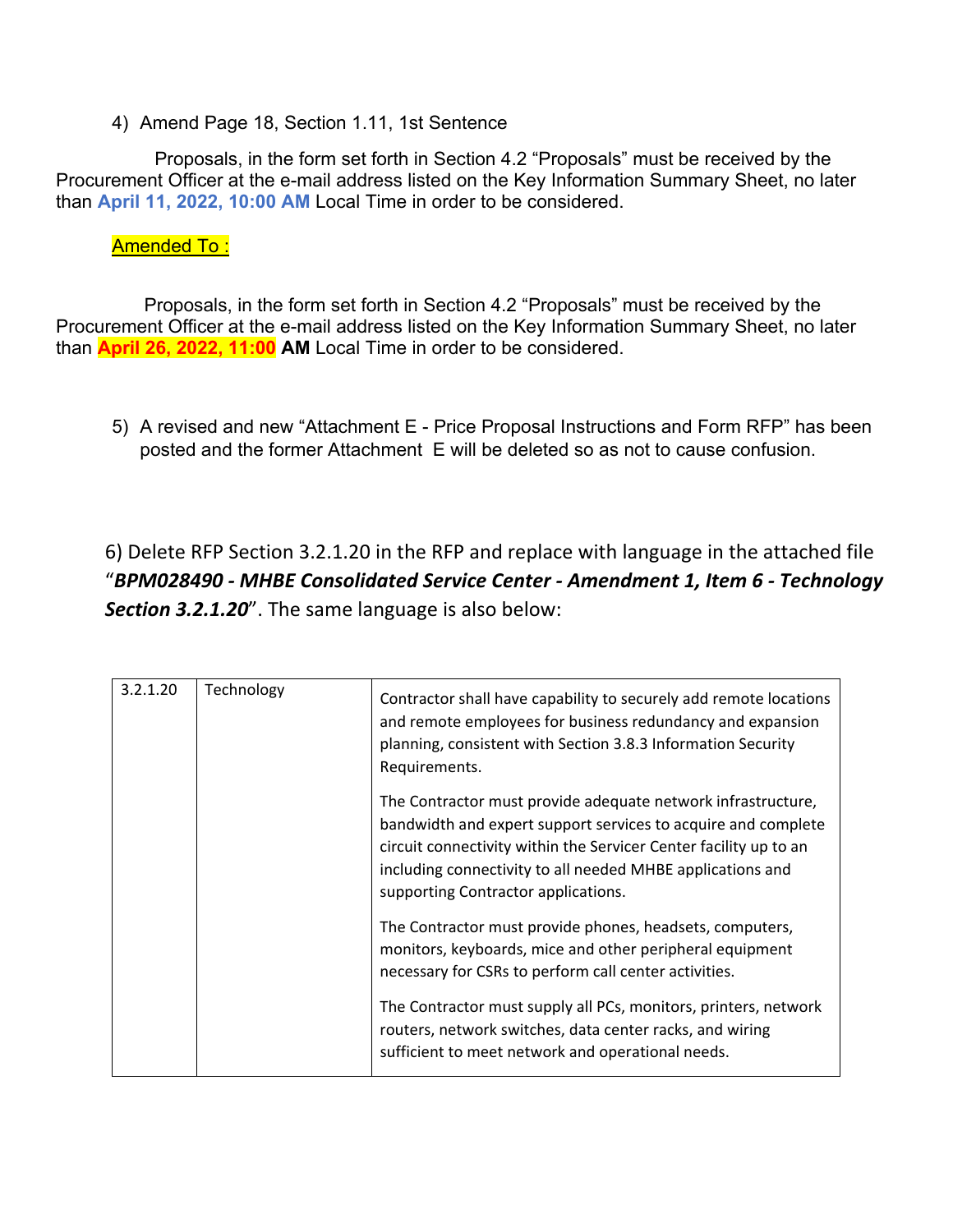4) Amend Page 18, Section 1.11, 1st Sentence

Proposals, in the form set forth in Section 4.2 "Proposals" must be received by the Procurement Officer at the e-mail address listed on the Key Information Summary Sheet, no later than **April 11, 2022, 10:00 AM** Local Time in order to be considered.

Amended To :

Proposals, in the form set forth in Section 4.2 "Proposals" must be received by the Procurement Officer at the e-mail address listed on the Key Information Summary Sheet, no later than **April 26, 2022, 11:00 AM** Local Time in order to be considered.

5) A revised and new "Attachment E - Price Proposal Instructions and Form RFP" has been posted and the former Attachment E will be deleted so as not to cause confusion.

6) Delete RFP Section 3.2.1.20 in the RFP and replace with language in the attached file "***BPM028490 - MHBE Consolidated Service Center - Amendment 1, Item 6 - Technology Section 3.2.1.20***". The same language is also below:

| 3.2.1.20 | Technology | Contractor shall have capability to securely add remote locations and remote employees for business redundancy and expansion planning, consistent with Section 3.8.3 Information Security Requirements.<br><br>The Contractor must provide adequate network infrastructure, bandwidth and expert support services to acquire and complete circuit connectivity within the Servicer Center facility up to an including connectivity to all needed MHBE applications and supporting Contractor applications.<br><br>The Contractor must provide phones, headsets, computers, monitors, keyboards, mice and other peripheral equipment necessary for CSRs to perform call center activities.<br><br>The Contractor must supply all PCs, monitors, printers, network routers, network switches, data center racks, and wiring sufficient to meet network and operational needs. |
|---|---|---|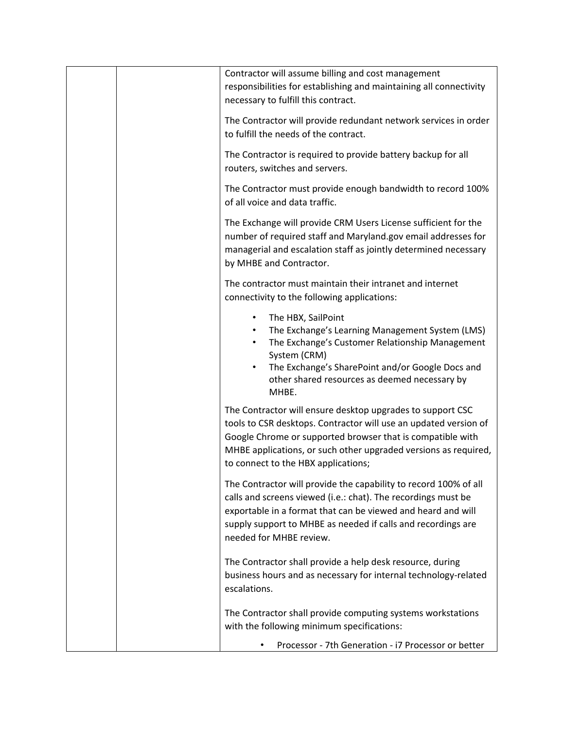| | | |
|---|---|---|
| | | Contractor will assume billing and cost management responsibilities for establishing and maintaining all connectivity necessary to fulfill this contract.<br><br>The Contractor will provide redundant network services in order to fulfill the needs of the contract.<br><br>The Contractor is required to provide battery backup for all routers, switches and servers.<br><br>The Contractor must provide enough bandwidth to record 100% of all voice and data traffic.<br><br>The Exchange will provide CRM Users License sufficient for the number of required staff and Maryland.gov email addresses for managerial and escalation staff as jointly determined necessary by MHBE and Contractor.<br><br>The contractor must maintain their intranet and internet connectivity to the following applications:<br><br>• The HBX, SailPoint<br>• The Exchange's Learning Management System (LMS)<br>• The Exchange's Customer Relationship Management System (CRM)<br>• The Exchange's SharePoint and/or Google Docs and other shared resources as deemed necessary by MHBE.<br><br>The Contractor will ensure desktop upgrades to support CSC tools to CSR desktops. Contractor will use an updated version of Google Chrome or supported browser that is compatible with MHBE applications, or such other upgraded versions as required, to connect to the HBX applications;<br><br>The Contractor will provide the capability to record 100% of all calls and screens viewed (i.e.: chat). The recordings must be exportable in a format that can be viewed and heard and will supply support to MHBE as needed if calls and recordings are needed for MHBE review.<br><br>The Contractor shall provide a help desk resource, during business hours and as necessary for internal technology-related escalations.<br><br>The Contractor shall provide computing systems workstations with the following minimum specifications:<br><br>• Processor - 7th Generation - i7 Processor or better |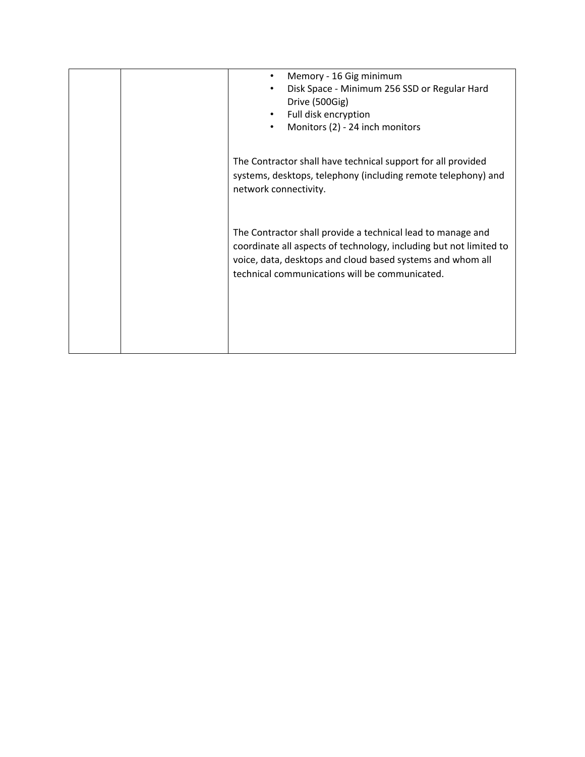| | | |
|---|---|---|
| | | • Memory - 16 Gig minimum<br>• Disk Space - Minimum 256 SSD or Regular Hard Drive (500Gig)<br>• Full disk encryption<br>• Monitors (2) - 24 inch monitors<br><br>The Contractor shall have technical support for all provided systems, desktops, telephony (including remote telephony) and network connectivity.<br><br>The Contractor shall provide a technical lead to manage and coordinate all aspects of technology, including but not limited to voice, data, desktops and cloud based systems and whom all technical communications will be communicated. |